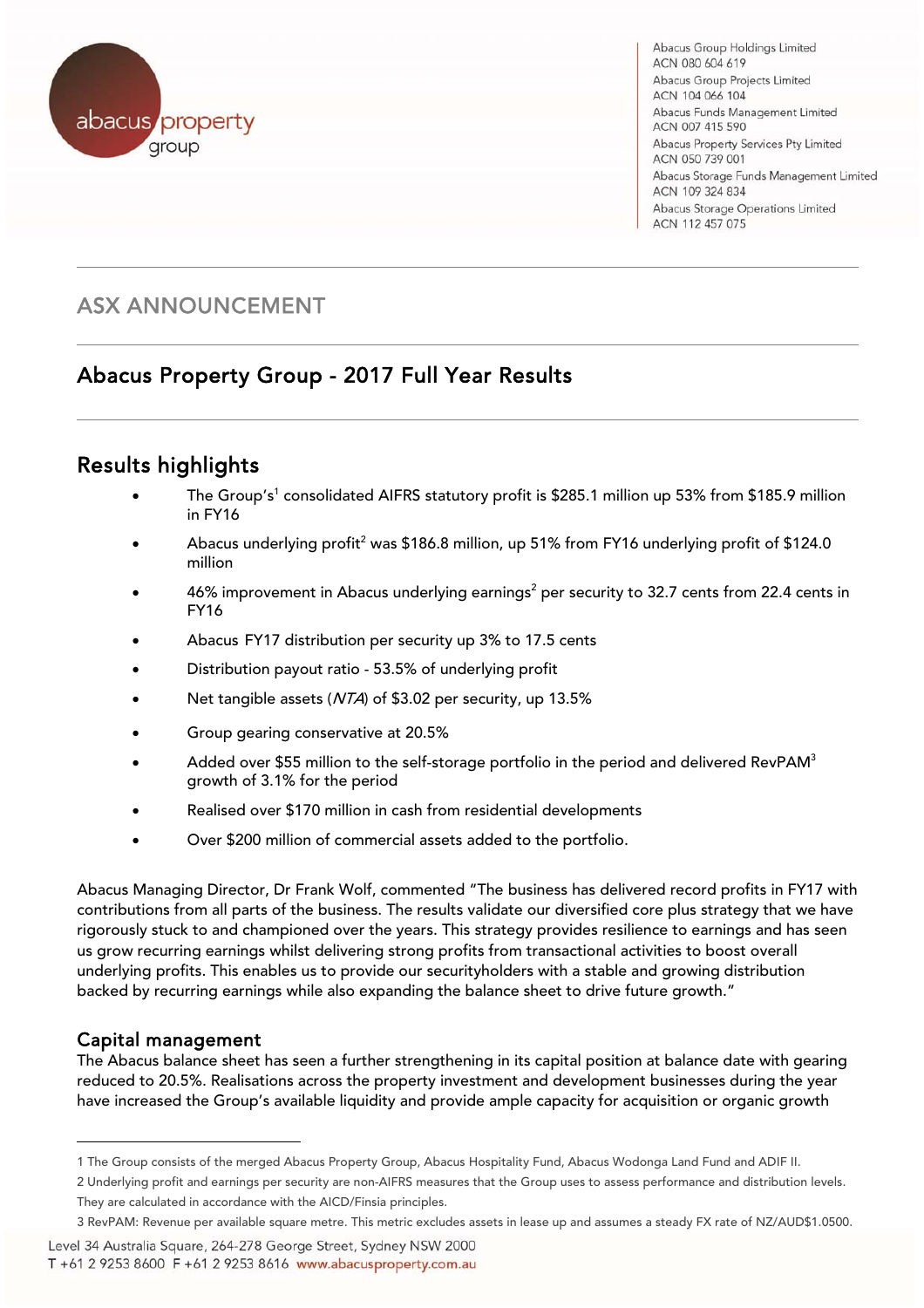Abacus Group Holdings Limited
ACN 080 604 619
Abacus Group Projects Limited
ACN 104 066 104
Abacus Funds Management Limited
ACN 007 415 590
Abacus Property Services Pty Limited
ACN 050 739 001
Abacus Storage Funds Management Limited
ACN 109 324 834
Abacus Storage Operations Limited
ACN 112 457 075

## ASX ANNOUNCEMENT

# Abacus Property Group - 2017 Full Year Results

## Results highlights

- The Group's[1] consolidated AIFRS statutory profit is $285.1 million up 53% from $185.9 million in FY16
- Abacus underlying profit[2] was $186.8 million, up 51% from FY16 underlying profit of $124.0 million
- 46% improvement in Abacus underlying earnings[2] per security to 32.7 cents from 22.4 cents in FY16
- Abacus FY17 distribution per security up 3% to 17.5 cents
- Distribution payout ratio - 53.5% of underlying profit
- Net tangible assets (*NTA*) of $3.02 per security, up 13.5%
- Group gearing conservative at 20.5%
- Added over $55 million to the self-storage portfolio in the period and delivered RevPAM[3] growth of 3.1% for the period
- Realised over $170 million in cash from residential developments
- Over $200 million of commercial assets added to the portfolio.

Abacus Managing Director, Dr Frank Wolf, commented "The business has delivered record profits in FY17 with contributions from all parts of the business. The results validate our diversified core plus strategy that we have rigorously stuck to and championed over the years. This strategy provides resilience to earnings and has seen us grow recurring earnings whilst delivering strong profits from transactional activities to boost overall underlying profits. This enables us to provide our securityholders with a stable and growing distribution backed by recurring earnings while also expanding the balance sheet to drive future growth."

### Capital management

The Abacus balance sheet has seen a further strengthening in its capital position at balance date with gearing reduced to 20.5%. Realisations across the property investment and development businesses during the year have increased the Group's available liquidity and provide ample capacity for acquisition or organic growth

1 The Group consists of the merged Abacus Property Group, Abacus Hospitality Fund, Abacus Wodonga Land Fund and ADIF II.

2 Underlying profit and earnings per security are non-AIFRS measures that the Group uses to assess performance and distribution levels. They are calculated in accordance with the AICD/Finsia principles.

3 RevPAM: Revenue per available square metre. This metric excludes assets in lease up and assumes a steady FX rate of NZ/AUD$1.0500.

Level 34 Australia Square, 264-278 George Street, Sydney NSW 2000
T +61 2 9253 8600 F +61 2 9253 8616 www.abacusproperty.com.au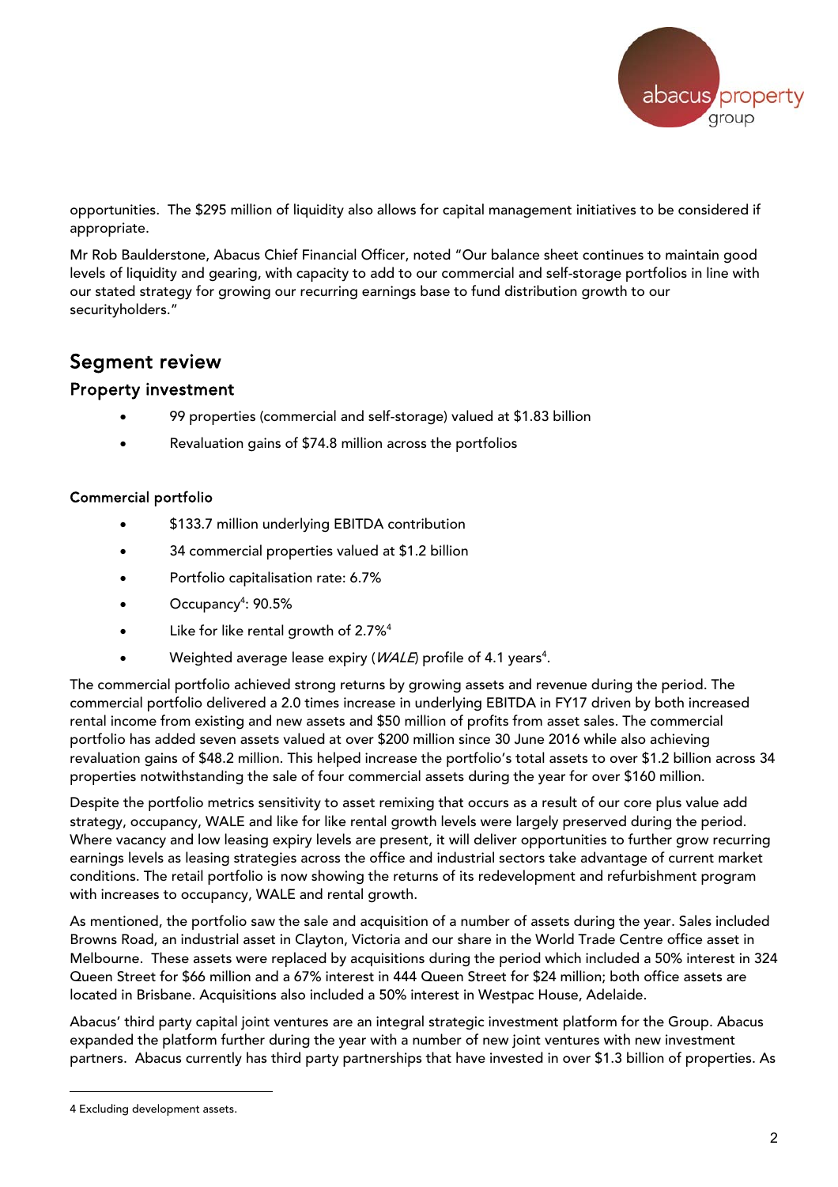opportunities. The $295 million of liquidity also allows for capital management initiatives to be considered if appropriate.

Mr Rob Baulderstone, Abacus Chief Financial Officer, noted "Our balance sheet continues to maintain good levels of liquidity and gearing, with capacity to add to our commercial and self-storage portfolios in line with our stated strategy for growing our recurring earnings base to fund distribution growth to our securityholders."

## Segment review

### Property investment

- 99 properties (commercial and self-storage) valued at $1.83 billion
- Revaluation gains of $74.8 million across the portfolios

#### Commercial portfolio

- $133.7 million underlying EBITDA contribution
- 34 commercial properties valued at $1.2 billion
- Portfolio capitalisation rate: 6.7%
- Occupancy[4]: 90.5%
- Like for like rental growth of 2.7%[4]
- Weighted average lease expiry (*WALE*) profile of 4.1 years[4].

The commercial portfolio achieved strong returns by growing assets and revenue during the period. The commercial portfolio delivered a 2.0 times increase in underlying EBITDA in FY17 driven by both increased rental income from existing and new assets and $50 million of profits from asset sales. The commercial portfolio has added seven assets valued at over $200 million since 30 June 2016 while also achieving revaluation gains of $48.2 million. This helped increase the portfolio's total assets to over $1.2 billion across 34 properties notwithstanding the sale of four commercial assets during the year for over $160 million.

Despite the portfolio metrics sensitivity to asset remixing that occurs as a result of our core plus value add strategy, occupancy, WALE and like for like rental growth levels were largely preserved during the period. Where vacancy and low leasing expiry levels are present, it will deliver opportunities to further grow recurring earnings levels as leasing strategies across the office and industrial sectors take advantage of current market conditions. The retail portfolio is now showing the returns of its redevelopment and refurbishment program with increases to occupancy, WALE and rental growth.

As mentioned, the portfolio saw the sale and acquisition of a number of assets during the year. Sales included Browns Road, an industrial asset in Clayton, Victoria and our share in the World Trade Centre office asset in Melbourne. These assets were replaced by acquisitions during the period which included a 50% interest in 324 Queen Street for $66 million and a 67% interest in 444 Queen Street for $24 million; both office assets are located in Brisbane. Acquisitions also included a 50% interest in Westpac House, Adelaide.

Abacus' third party capital joint ventures are an integral strategic investment platform for the Group. Abacus expanded the platform further during the year with a number of new joint ventures with new investment partners. Abacus currently has third party partnerships that have invested in over $1.3 billion of properties. As

---

4 Excluding development assets.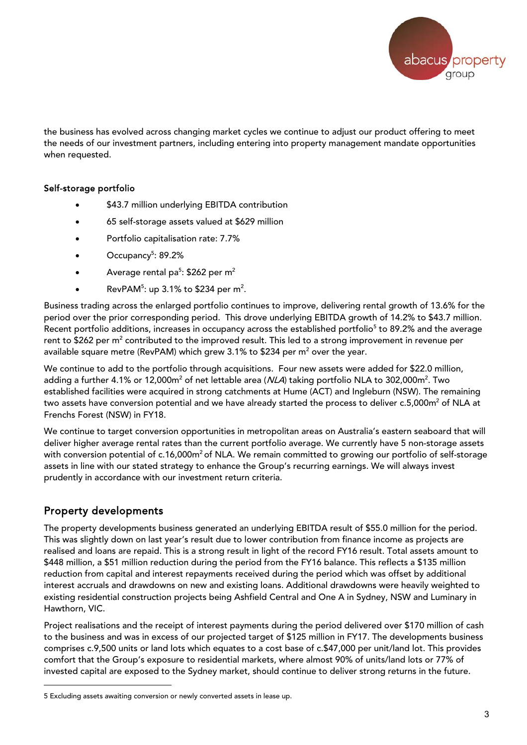the business has evolved across changing market cycles we continue to adjust our product offering to meet the needs of our investment partners, including entering into property management mandate opportunities when requested.

**Self-storage portfolio**

- $43.7 million underlying EBITDA contribution
- 65 self-storage assets valued at $629 million
- Portfolio capitalisation rate: 7.7%
- Occupancy[5]: 89.2%
- Average rental pa[5]: $262 per m$^2$
- RevPAM[5]: up 3.1% to $234 per m$^2$.

Business trading across the enlarged portfolio continues to improve, delivering rental growth of 13.6% for the period over the prior corresponding period. This drove underlying EBITDA growth of 14.2% to $43.7 million. Recent portfolio additions, increases in occupancy across the established portfolio[5] to 89.2% and the average rent to $262 per m$^2$ contributed to the improved result. This led to a strong improvement in revenue per available square metre (RevPAM) which grew 3.1% to $234 per m$^2$ over the year.

We continue to add to the portfolio through acquisitions. Four new assets were added for $22.0 million, adding a further 4.1% or 12,000m$^2$ of net lettable area (*NLA*) taking portfolio NLA to 302,000m$^2$. Two established facilities were acquired in strong catchments at Hume (ACT) and Ingleburn (NSW). The remaining two assets have conversion potential and we have already started the process to deliver c.5,000m$^2$ of NLA at Frenchs Forest (NSW) in FY18.

We continue to target conversion opportunities in metropolitan areas on Australia's eastern seaboard that will deliver higher average rental rates than the current portfolio average. We currently have 5 non-storage assets with conversion potential of c.16,000m$^2$ of NLA. We remain committed to growing our portfolio of self-storage assets in line with our stated strategy to enhance the Group's recurring earnings. We will always invest prudently in accordance with our investment return criteria.

## Property developments

The property developments business generated an underlying EBITDA result of $55.0 million for the period. This was slightly down on last year's result due to lower contribution from finance income as projects are realised and loans are repaid. This is a strong result in light of the record FY16 result. Total assets amount to $448 million, a $51 million reduction during the period from the FY16 balance. This reflects a $135 million reduction from capital and interest repayments received during the period which was offset by additional interest accruals and drawdowns on new and existing loans. Additional drawdowns were heavily weighted to existing residential construction projects being Ashfield Central and One A in Sydney, NSW and Luminary in Hawthorn, VIC.

Project realisations and the receipt of interest payments during the period delivered over $170 million of cash to the business and was in excess of our projected target of $125 million in FY17. The developments business comprises c.9,500 units or land lots which equates to a cost base of c.$47,000 per unit/land lot. This provides comfort that the Group's exposure to residential markets, where almost 90% of units/land lots or 77% of invested capital are exposed to the Sydney market, should continue to deliver strong returns in the future.

---

5 Excluding assets awaiting conversion or newly converted assets in lease up.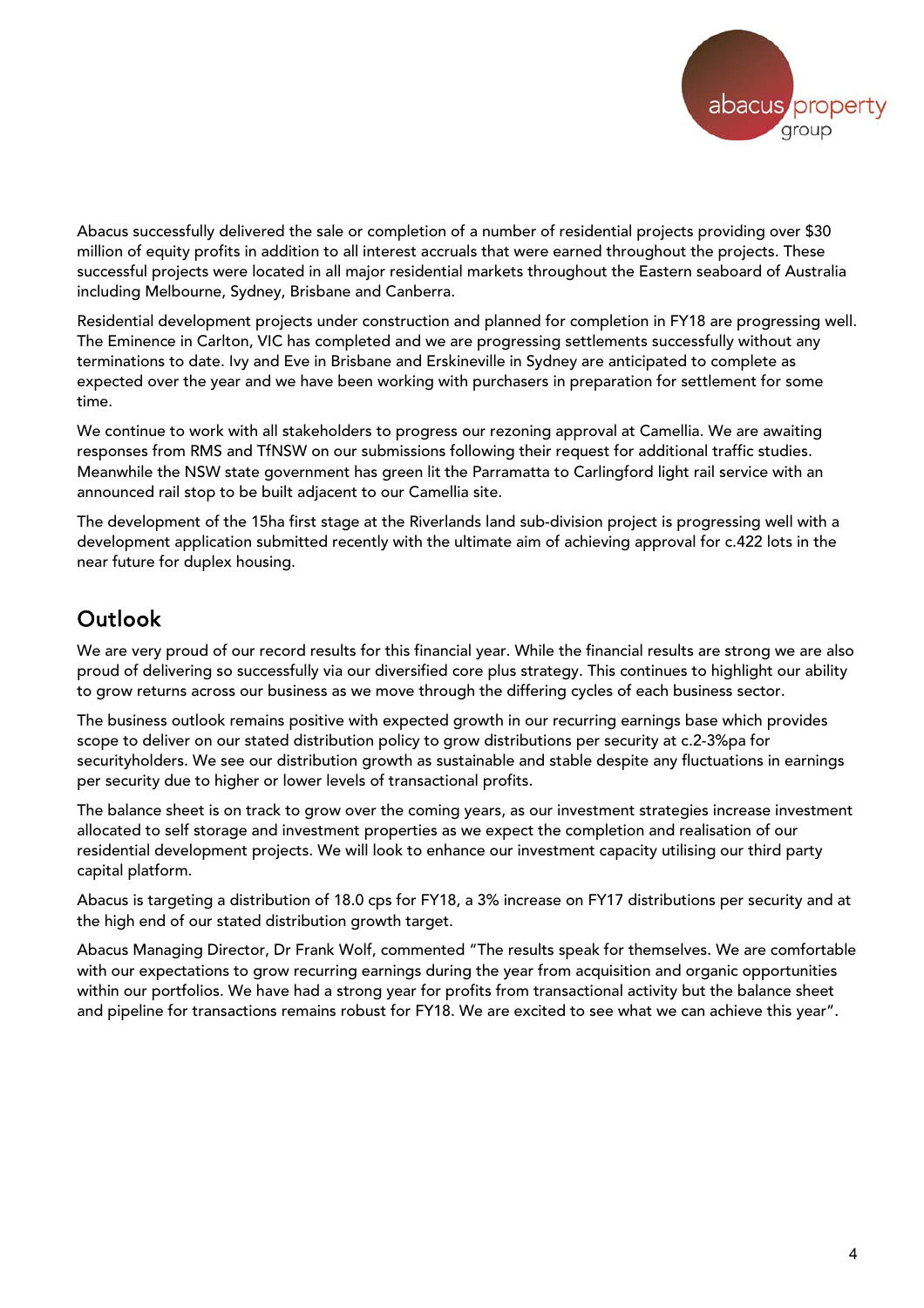Abacus successfully delivered the sale or completion of a number of residential projects providing over $30 million of equity profits in addition to all interest accruals that were earned throughout the projects. These successful projects were located in all major residential markets throughout the Eastern seaboard of Australia including Melbourne, Sydney, Brisbane and Canberra.

Residential development projects under construction and planned for completion in FY18 are progressing well. The Eminence in Carlton, VIC has completed and we are progressing settlements successfully without any terminations to date. Ivy and Eve in Brisbane and Erskineville in Sydney are anticipated to complete as expected over the year and we have been working with purchasers in preparation for settlement for some time.

We continue to work with all stakeholders to progress our rezoning approval at Camellia. We are awaiting responses from RMS and TfNSW on our submissions following their request for additional traffic studies. Meanwhile the NSW state government has green lit the Parramatta to Carlingford light rail service with an announced rail stop to be built adjacent to our Camellia site.

The development of the 15ha first stage at the Riverlands land sub-division project is progressing well with a development application submitted recently with the ultimate aim of achieving approval for c.422 lots in the near future for duplex housing.

## Outlook

We are very proud of our record results for this financial year. While the financial results are strong we are also proud of delivering so successfully via our diversified core plus strategy. This continues to highlight our ability to grow returns across our business as we move through the differing cycles of each business sector.

The business outlook remains positive with expected growth in our recurring earnings base which provides scope to deliver on our stated distribution policy to grow distributions per security at c.2-3%pa for securityholders. We see our distribution growth as sustainable and stable despite any fluctuations in earnings per security due to higher or lower levels of transactional profits.

The balance sheet is on track to grow over the coming years, as our investment strategies increase investment allocated to self storage and investment properties as we expect the completion and realisation of our residential development projects. We will look to enhance our investment capacity utilising our third party capital platform.

Abacus is targeting a distribution of 18.0 cps for FY18, a 3% increase on FY17 distributions per security and at the high end of our stated distribution growth target.

Abacus Managing Director, Dr Frank Wolf, commented "The results speak for themselves. We are comfortable with our expectations to grow recurring earnings during the year from acquisition and organic opportunities within our portfolios. We have had a strong year for profits from transactional activity but the balance sheet and pipeline for transactions remains robust for FY18. We are excited to see what we can achieve this year".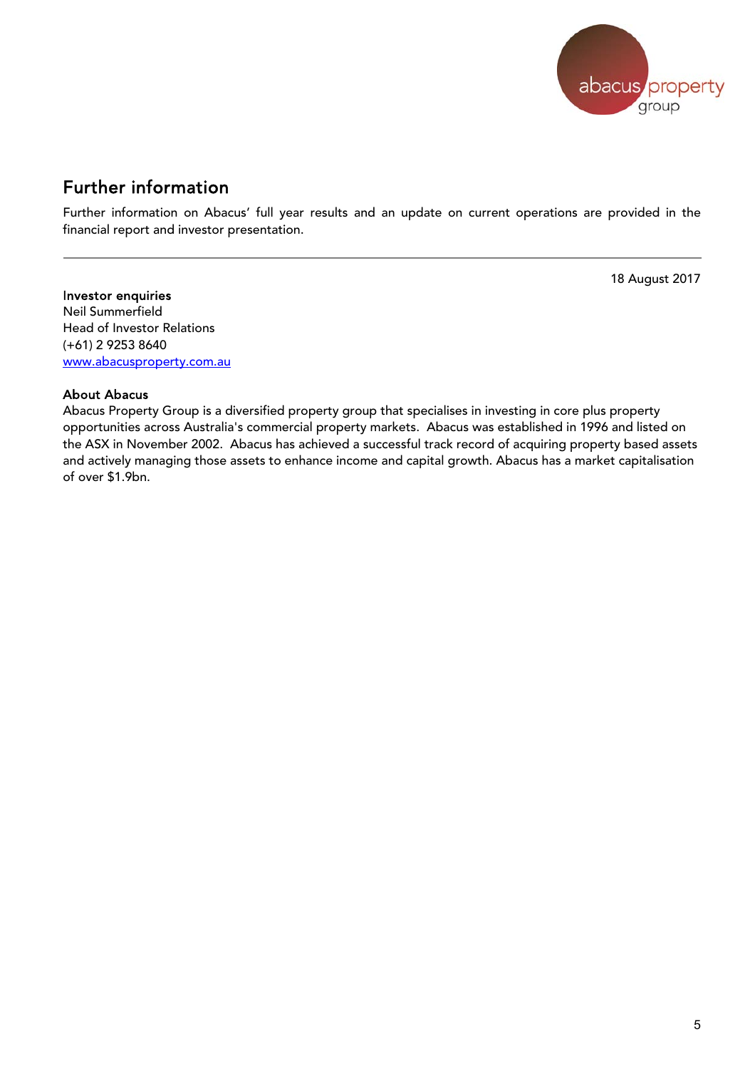## Further information

Further information on Abacus' full year results and an update on current operations are provided in the financial report and investor presentation.

---

18 August 2017

**Investor enquiries**
Neil Summerfield
Head of Investor Relations
(+61) 2 9253 8640
www.abacusproperty.com.au

**About Abacus**
Abacus Property Group is a diversified property group that specialises in investing in core plus property opportunities across Australia's commercial property markets. Abacus was established in 1996 and listed on the ASX in November 2002. Abacus has achieved a successful track record of acquiring property based assets and actively managing those assets to enhance income and capital growth. Abacus has a market capitalisation of over $1.9bn.